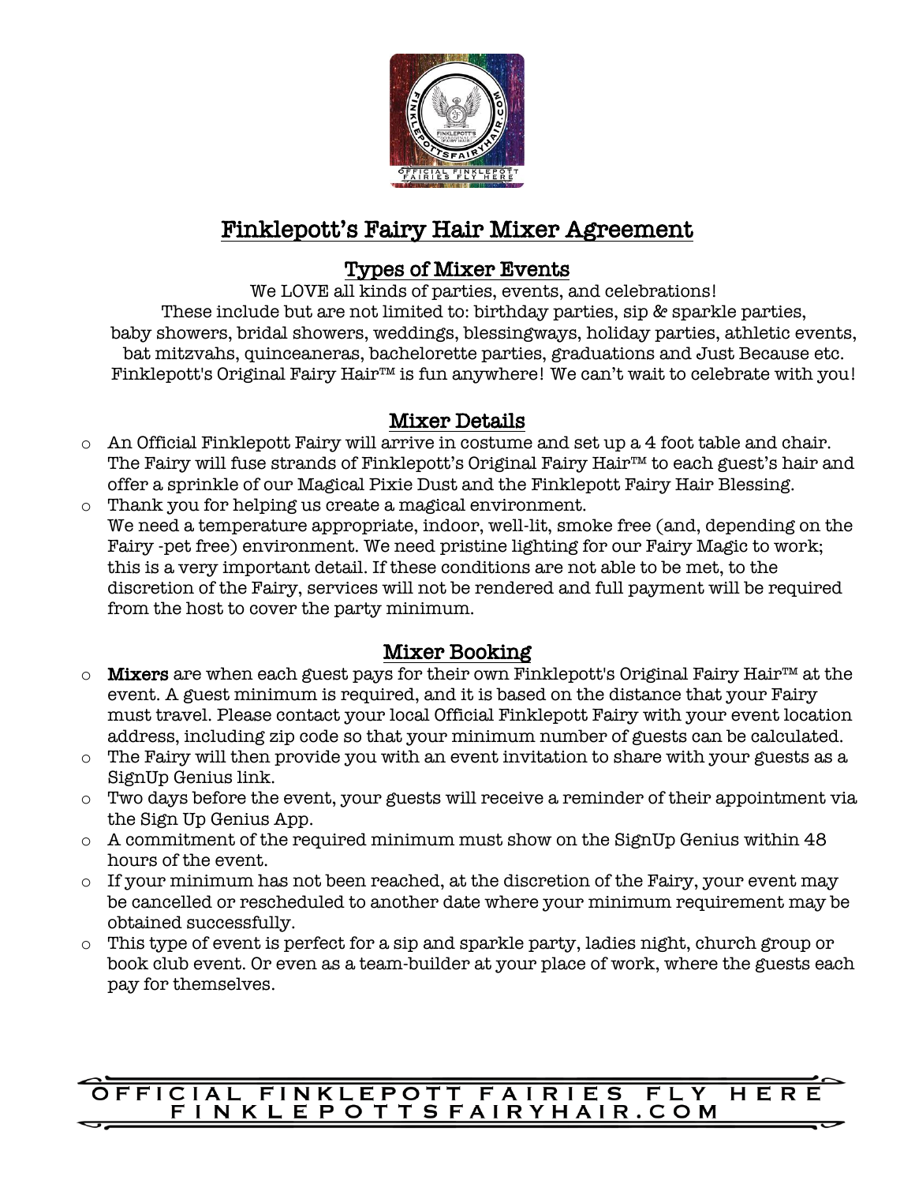# Finklepott's Fairy Hair Mixer Agreement

## Types of Mixer Events

We LOVE all kinds of parties, events, and celebrations!
These include but are not limited to: birthday parties, sip & sparkle parties, baby showers, bridal showers, weddings, blessingways, holiday parties, athletic events, bat mitzvahs, quinceaneras, bachelorette parties, graduations and Just Because etc.
Finklepott's Original Fairy Hair™ is fun anywhere! We can't wait to celebrate with you!

## Mixer Details

- An Official Finklepott Fairy will arrive in costume and set up a 4 foot table and chair. The Fairy will fuse strands of Finklepott's Original Fairy Hair™ to each guest's hair and offer a sprinkle of our Magical Pixie Dust and the Finklepott Fairy Hair Blessing.
- Thank you for helping us create a magical environment.
  We need a temperature appropriate, indoor, well-lit, smoke free (and, depending on the Fairy -pet free) environment. We need pristine lighting for our Fairy Magic to work; this is a very important detail. If these conditions are not able to be met, to the discretion of the Fairy, services will not be rendered and full payment will be required from the host to cover the party minimum.

## Mixer Booking

- **Mixers** are when each guest pays for their own Finklepott's Original Fairy Hair™ at the event. A guest minimum is required, and it is based on the distance that your Fairy must travel. Please contact your local Official Finklepott Fairy with your event location address, including zip code so that your minimum number of guests can be calculated.
- The Fairy will then provide you with an event invitation to share with your guests as a SignUp Genius link.
- Two days before the event, your guests will receive a reminder of their appointment via the Sign Up Genius App.
- A commitment of the required minimum must show on the SignUp Genius within 48 hours of the event.
- If your minimum has not been reached, at the discretion of the Fairy, your event may be cancelled or rescheduled to another date where your minimum requirement may be obtained successfully.
- This type of event is perfect for a sip and sparkle party, ladies night, church group or book club event. Or even as a team-builder at your place of work, where the guests each pay for themselves.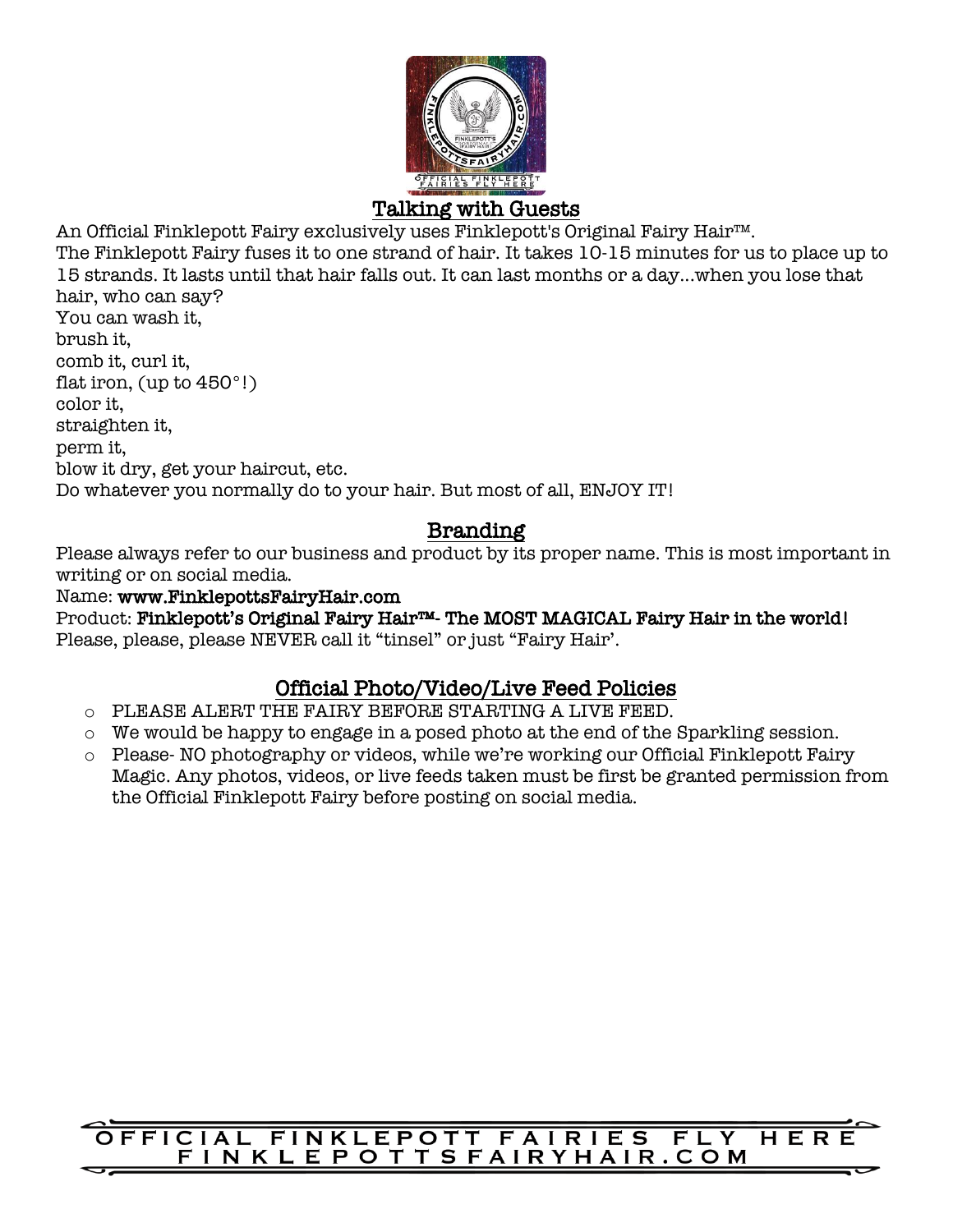## Talking with Guests

An Official Finklepott Fairy exclusively uses Finklepott's Original Fairy Hair™.
The Finklepott Fairy fuses it to one strand of hair. It takes 10-15 minutes for us to place up to 15 strands. It lasts until that hair falls out. It can last months or a day...when you lose that hair, who can say?
You can wash it,
brush it,
comb it, curl it,
flat iron, (up to 450°!)
color it,
straighten it,
perm it,
blow it dry, get your haircut, etc.
Do whatever you normally do to your hair. But most of all, ENJOY IT!

## Branding

Please always refer to our business and product by its proper name. This is most important in writing or on social media.
Name: **www.FinklepottsFairyHair.com**
Product: **Finklepott's Original Fairy Hair™- The MOST MAGICAL Fairy Hair in the world!**
Please, please, please NEVER call it "tinsel" or just "Fairy Hair'.

## Official Photo/Video/Live Feed Policies

- PLEASE ALERT THE FAIRY BEFORE STARTING A LIVE FEED.
- We would be happy to engage in a posed photo at the end of the Sparkling session.
- Please- NO photography or videos, while we're working our Official Finklepott Fairy Magic. Any photos, videos, or live feeds taken must be first be granted permission from the Official Finklepott Fairy before posting on social media.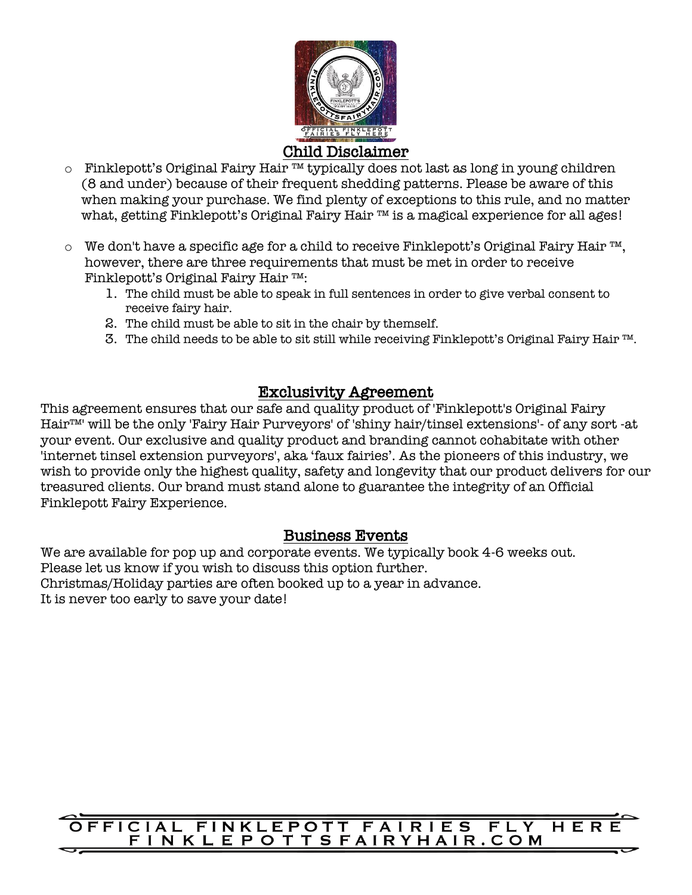## Child Disclaimer

- Finklepott's Original Fairy Hair ™ typically does not last as long in young children (8 and under) because of their frequent shedding patterns. Please be aware of this when making your purchase. We find plenty of exceptions to this rule, and no matter what, getting Finklepott's Original Fairy Hair ™ is a magical experience for all ages!

- We don't have a specific age for a child to receive Finklepott's Original Fairy Hair ™, however, there are three requirements that must be met in order to receive Finklepott's Original Fairy Hair ™:
  1. The child must be able to speak in full sentences in order to give verbal consent to receive fairy hair.
  2. The child must be able to sit in the chair by themself.
  3. The child needs to be able to sit still while receiving Finklepott's Original Fairy Hair ™.

## Exclusivity Agreement

This agreement ensures that our safe and quality product of 'Finklepott's Original Fairy Hair™' will be the only 'Fairy Hair Purveyors' of 'shiny hair/tinsel extensions'- of any sort -at your event. Our exclusive and quality product and branding cannot cohabitate with other 'internet tinsel extension purveyors', aka 'faux fairies'. As the pioneers of this industry, we wish to provide only the highest quality, safety and longevity that our product delivers for our treasured clients. Our brand must stand alone to guarantee the integrity of an Official Finklepott Fairy Experience.

## Business Events

We are available for pop up and corporate events. We typically book 4-6 weeks out.
Please let us know if you wish to discuss this option further.
Christmas/Holiday parties are often booked up to a year in advance.
It is never too early to save your date!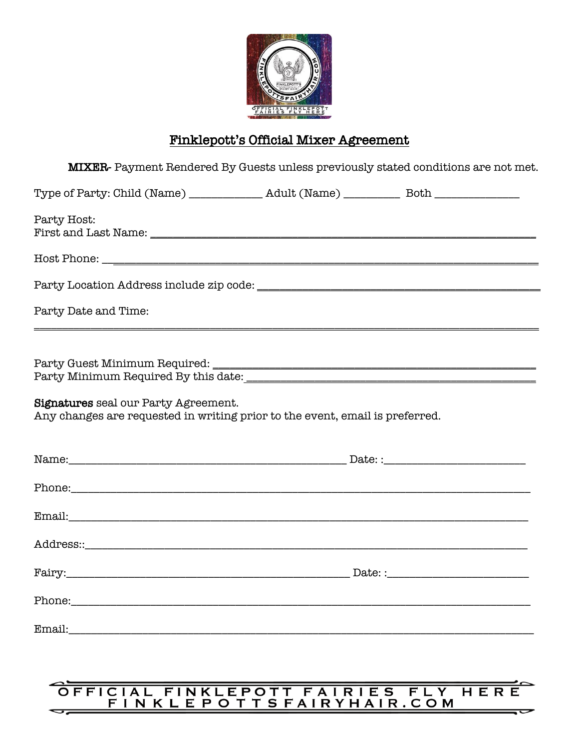# Finklepott's Official Mixer Agreement

**MIXER**- Payment Rendered By Guests unless previously stated conditions are not met.

Type of Party: Child (Name) _____________ Adult (Name) __________ Both _______________

Party Host:
First and Last Name: ________________________________________________________________

Host Phone: ____________________________________________________________________

Party Location Address include zip code: ____________________________________________

Party Date and Time:
________________________________________________________________________________

Party Guest Minimum Required: ______________________________________________________
Party Minimum Required By this date: _________________________________________________

**Signatures** seal our Party Agreement.
Any changes are requested in writing prior to the event, email is preferred.

Name:_______________________________________________ Date: :_________________________

Phone:__________________________________________________________________________

Email:__________________________________________________________________________

Address::________________________________________________________________________

Fairy:_______________________________________________ Date: :_________________________

Phone:__________________________________________________________________________

Email:__________________________________________________________________________

OFFICIAL FINKLEPOTT FAIRIES FLY HERE
FINKLEPOTTSFAIRYHAIR.COM